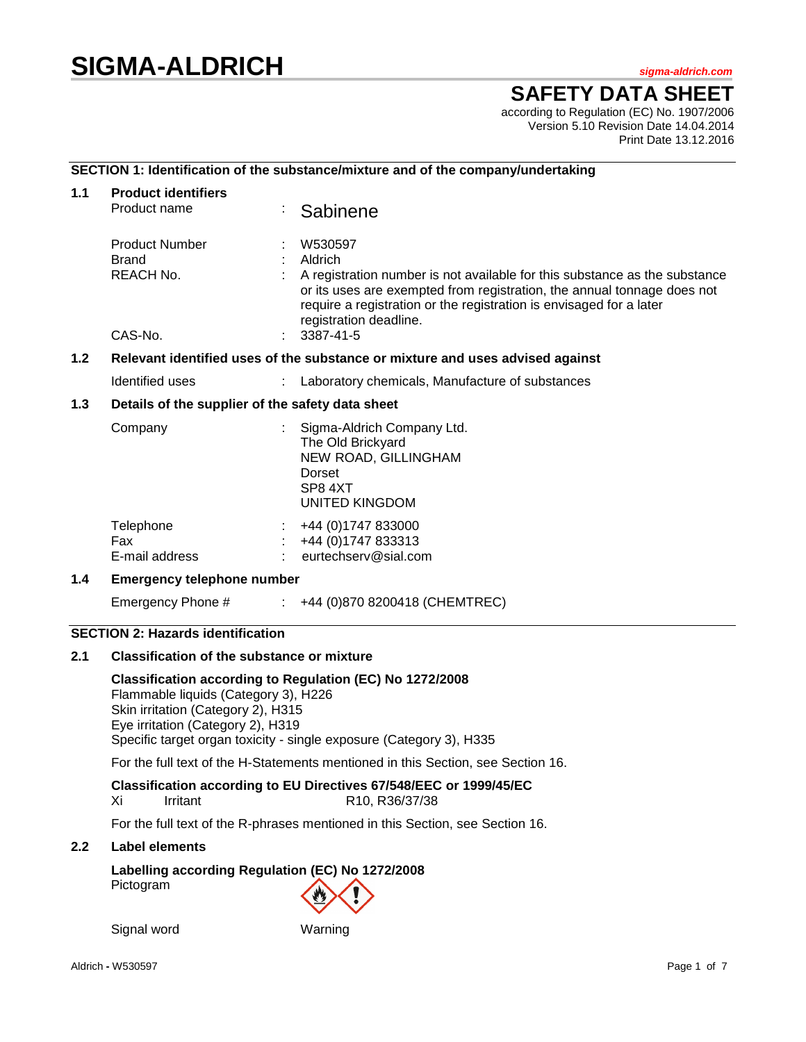# SIGMA-ALDRICH

sigma-aldrich.com

## SAFETY DATA SHEET

according to Regulation (EC) No. 1907/2006
Version 5.10 Revision Date 14.04.2014
Print Date 13.12.2016

### SECTION 1: Identification of the substance/mixture and of the company/undertaking

**1.1 Product identifiers**

| | | |
|---|---|---|
| Product name | : | Sabinene |
| Product Number | : | W530597 |
| Brand | : | Aldrich |
| REACH No. | : | A registration number is not available for this substance as the substance or its uses are exempted from registration, the annual tonnage does not require a registration or the registration is envisaged for a later registration deadline. |
| CAS-No. | : | 3387-41-5 |

**1.2 Relevant identified uses of the substance or mixture and uses advised against**

| | | |
|---|---|---|
| Identified uses | : | Laboratory chemicals, Manufacture of substances |

**1.3 Details of the supplier of the safety data sheet**

| | | |
|---|---|---|
| Company | : | Sigma-Aldrich Company Ltd.<br>The Old Brickyard<br>NEW ROAD, GILLINGHAM<br>Dorset<br>SP8 4XT<br>UNITED KINGDOM |
| Telephone | : | +44 (0)1747 833000 |
| Fax | : | +44 (0)1747 833313 |
| E-mail address | : | eurtechserv@sial.com |

**1.4 Emergency telephone number**

| | | |
|---|---|---|
| Emergency Phone # | : | +44 (0)870 8200418 (CHEMTREC) |

### SECTION 2: Hazards identification

**2.1 Classification of the substance or mixture**

**Classification according to Regulation (EC) No 1272/2008**
Flammable liquids (Category 3), H226
Skin irritation (Category 2), H315
Eye irritation (Category 2), H319
Specific target organ toxicity - single exposure (Category 3), H335

For the full text of the H-Statements mentioned in this Section, see Section 16.

**Classification according to EU Directives 67/548/EEC or 1999/45/EC**
Xi Irritant R10, R36/37/38

For the full text of the R-phrases mentioned in this Section, see Section 16.

**2.2 Label elements**

**Labelling according Regulation (EC) No 1272/2008**
Pictogram

Signal word Warning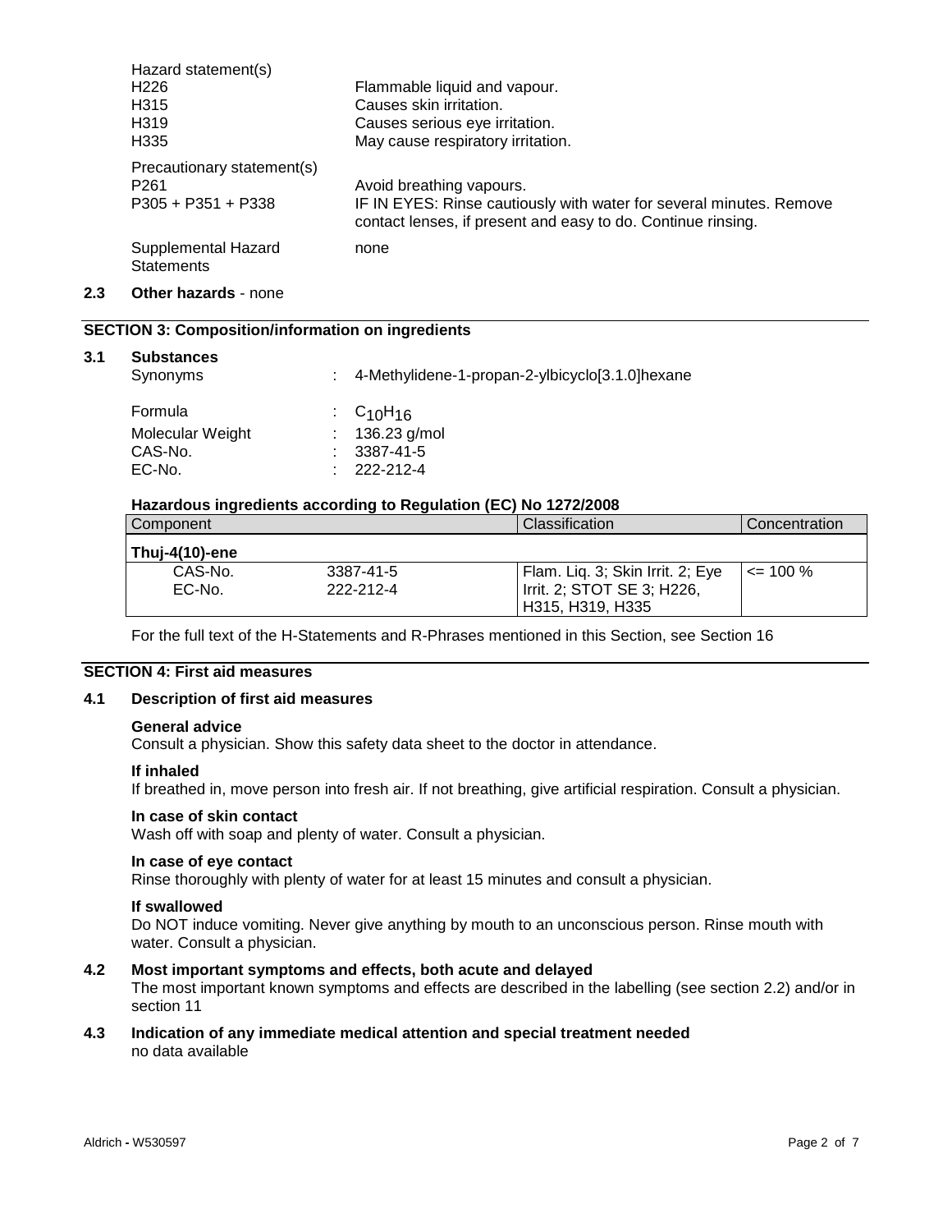Hazard statement(s)

| | |
|---|---|
| H226 | Flammable liquid and vapour. |
| H315 | Causes skin irritation. |
| H319 | Causes serious eye irritation. |
| H335 | May cause respiratory irritation. |

Precautionary statement(s)

| | |
|---|---|
| P261 | Avoid breathing vapours. |
| P305 + P351 + P338 | IF IN EYES: Rinse cautiously with water for several minutes. Remove contact lenses, if present and easy to do. Continue rinsing. |

Supplemental Hazard Statements: none

**2.3 Other hazards** - none

## SECTION 3: Composition/information on ingredients

### 3.1 Substances

| | |
|---|---|
| Synonyms | : 4-Methylidene-1-propan-2-ylbicyclo[3.1.0]hexane |
| Formula | : $C_{10}H_{16}$ |
| Molecular Weight | : 136.23 g/mol |
| CAS-No. | : 3387-41-5 |
| EC-No. | : 222-212-4 |

**Hazardous ingredients according to Regulation (EC) No 1272/2008**

| Component | | Classification | Concentration |
|---|---|---|---|
| **Thuj-4(10)-ene** | | | |
| CAS-No.<br>EC-No. | 3387-41-5<br>222-212-4 | Flam. Liq. 3; Skin Irrit. 2; Eye Irrit. 2; STOT SE 3; H226, H315, H319, H335 | <= 100 % |

For the full text of the H-Statements and R-Phrases mentioned in this Section, see Section 16

## SECTION 4: First aid measures

### 4.1 Description of first aid measures

**General advice**
Consult a physician. Show this safety data sheet to the doctor in attendance.

**If inhaled**
If breathed in, move person into fresh air. If not breathing, give artificial respiration. Consult a physician.

**In case of skin contact**
Wash off with soap and plenty of water. Consult a physician.

**In case of eye contact**
Rinse thoroughly with plenty of water for at least 15 minutes and consult a physician.

**If swallowed**
Do NOT induce vomiting. Never give anything by mouth to an unconscious person. Rinse mouth with water. Consult a physician.

### 4.2 Most important symptoms and effects, both acute and delayed

The most important known symptoms and effects are described in the labelling (see section 2.2) and/or in section 11

### 4.3 Indication of any immediate medical attention and special treatment needed

no data available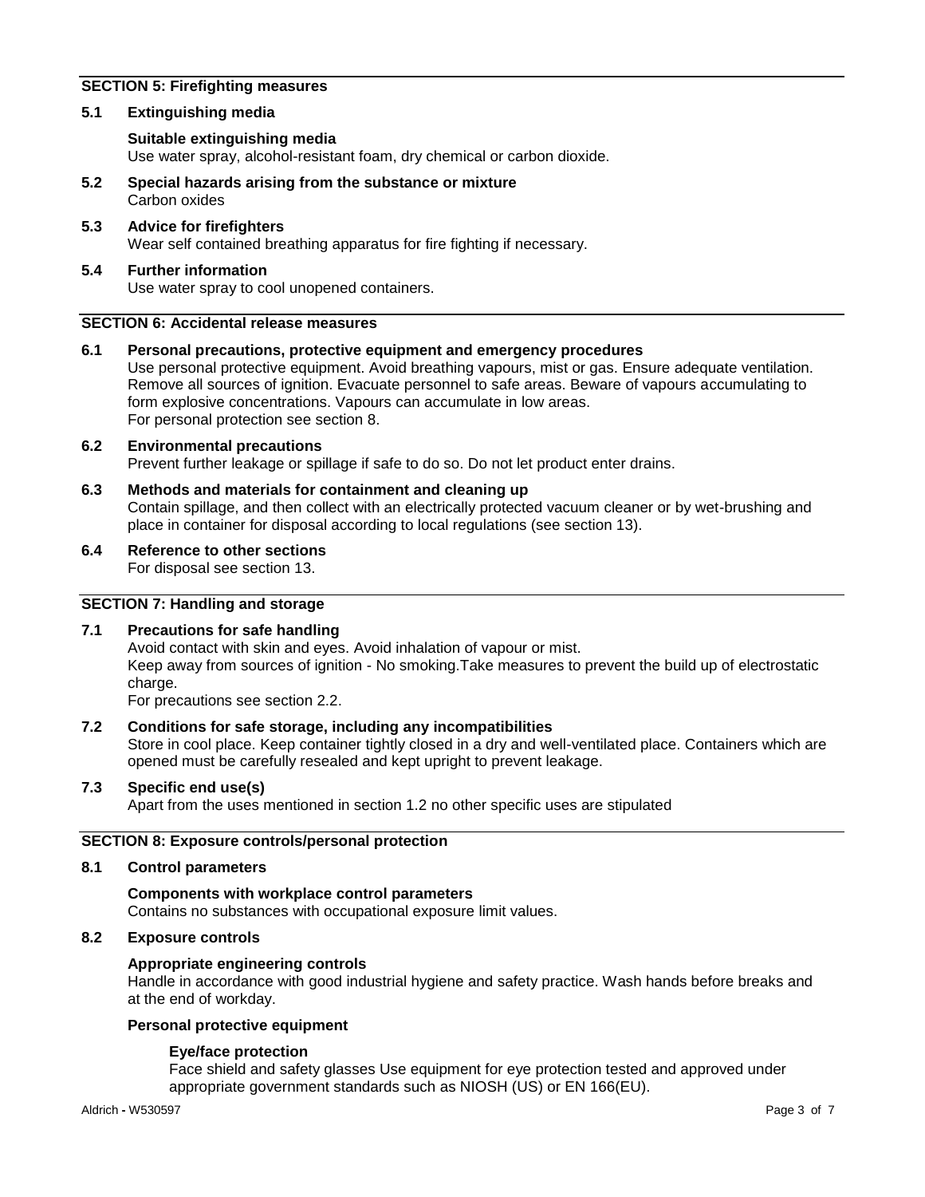## SECTION 5: Firefighting measures

### 5.1 Extinguishing media

**Suitable extinguishing media**

Use water spray, alcohol-resistant foam, dry chemical or carbon dioxide.

### 5.2 Special hazards arising from the substance or mixture

Carbon oxides

### 5.3 Advice for firefighters

Wear self contained breathing apparatus for fire fighting if necessary.

### 5.4 Further information

Use water spray to cool unopened containers.

## SECTION 6: Accidental release measures

### 6.1 Personal precautions, protective equipment and emergency procedures

Use personal protective equipment. Avoid breathing vapours, mist or gas. Ensure adequate ventilation. Remove all sources of ignition. Evacuate personnel to safe areas. Beware of vapours accumulating to form explosive concentrations. Vapours can accumulate in low areas.
For personal protection see section 8.

### 6.2 Environmental precautions

Prevent further leakage or spillage if safe to do so. Do not let product enter drains.

### 6.3 Methods and materials for containment and cleaning up

Contain spillage, and then collect with an electrically protected vacuum cleaner or by wet-brushing and place in container for disposal according to local regulations (see section 13).

### 6.4 Reference to other sections

For disposal see section 13.

## SECTION 7: Handling and storage

### 7.1 Precautions for safe handling

Avoid contact with skin and eyes. Avoid inhalation of vapour or mist.
Keep away from sources of ignition - No smoking.Take measures to prevent the build up of electrostatic charge.
For precautions see section 2.2.

### 7.2 Conditions for safe storage, including any incompatibilities

Store in cool place. Keep container tightly closed in a dry and well-ventilated place. Containers which are opened must be carefully resealed and kept upright to prevent leakage.

### 7.3 Specific end use(s)

Apart from the uses mentioned in section 1.2 no other specific uses are stipulated

## SECTION 8: Exposure controls/personal protection

### 8.1 Control parameters

**Components with workplace control parameters**

Contains no substances with occupational exposure limit values.

### 8.2 Exposure controls

**Appropriate engineering controls**

Handle in accordance with good industrial hygiene and safety practice. Wash hands before breaks and at the end of workday.

**Personal protective equipment**

**Eye/face protection**

Face shield and safety glasses Use equipment for eye protection tested and approved under appropriate government standards such as NIOSH (US) or EN 166(EU).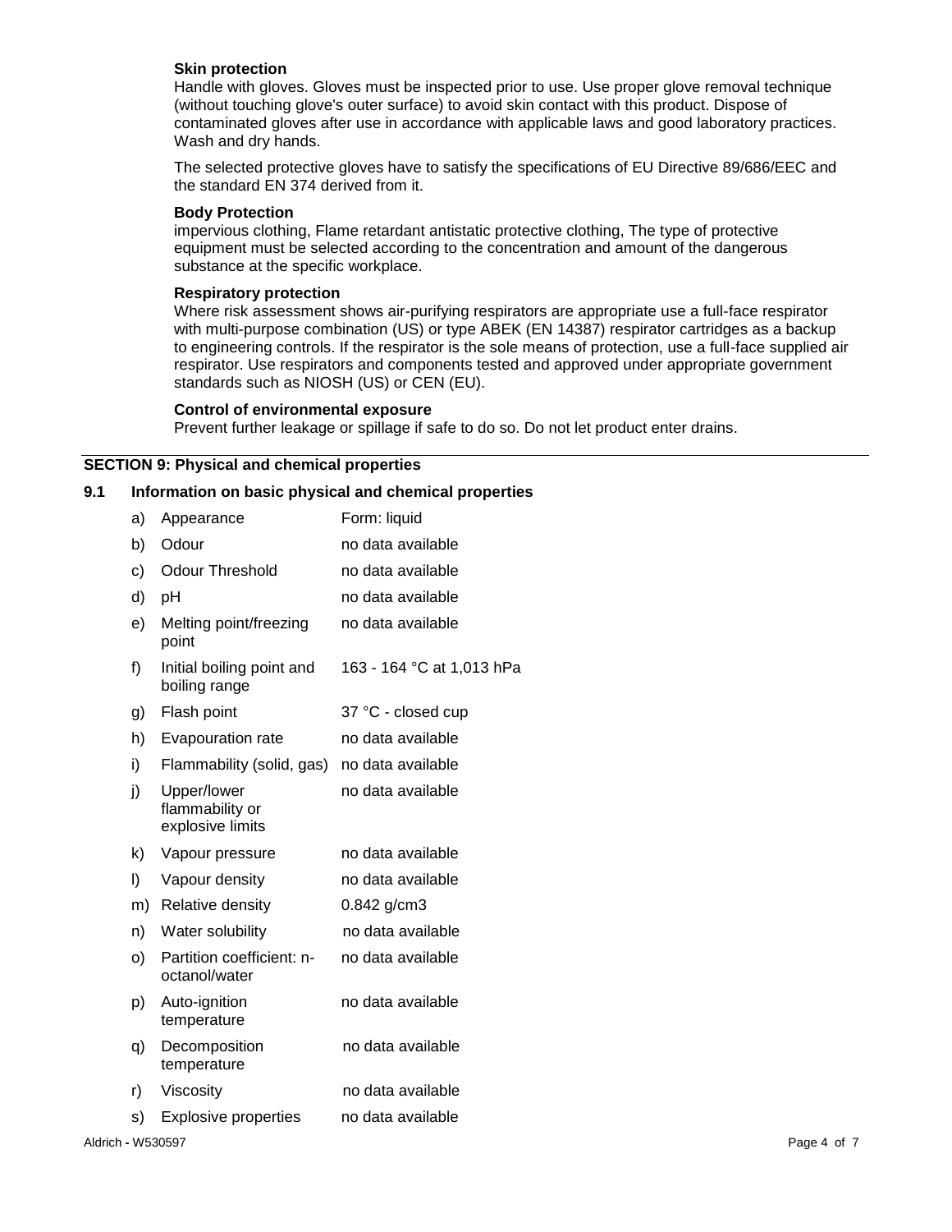**Skin protection**

Handle with gloves. Gloves must be inspected prior to use. Use proper glove removal technique (without touching glove's outer surface) to avoid skin contact with this product. Dispose of contaminated gloves after use in accordance with applicable laws and good laboratory practices. Wash and dry hands.

The selected protective gloves have to satisfy the specifications of EU Directive 89/686/EEC and the standard EN 374 derived from it.

**Body Protection**

impervious clothing, Flame retardant antistatic protective clothing, The type of protective equipment must be selected according to the concentration and amount of the dangerous substance at the specific workplace.

**Respiratory protection**

Where risk assessment shows air-purifying respirators are appropriate use a full-face respirator with multi-purpose combination (US) or type ABEK (EN 14387) respirator cartridges as a backup to engineering controls. If the respirator is the sole means of protection, use a full-face supplied air respirator. Use respirators and components tested and approved under appropriate government standards such as NIOSH (US) or CEN (EU).

**Control of environmental exposure**

Prevent further leakage or spillage if safe to do so. Do not let product enter drains.

## SECTION 9: Physical and chemical properties

### 9.1 Information on basic physical and chemical properties

| | Property | Value |
|---|---|---|
| a) | Appearance | Form: liquid |
| b) | Odour | no data available |
| c) | Odour Threshold | no data available |
| d) | pH | no data available |
| e) | Melting point/freezing point | no data available |
| f) | Initial boiling point and boiling range | 163 - 164 °C at 1,013 hPa |
| g) | Flash point | 37 °C - closed cup |
| h) | Evapouration rate | no data available |
| i) | Flammability (solid, gas) | no data available |
| j) | Upper/lower flammability or explosive limits | no data available |
| k) | Vapour pressure | no data available |
| l) | Vapour density | no data available |
| m) | Relative density | 0.842 g/cm3 |
| n) | Water solubility | no data available |
| o) | Partition coefficient: n-octanol/water | no data available |
| p) | Auto-ignition temperature | no data available |
| q) | Decomposition temperature | no data available |
| r) | Viscosity | no data available |
| s) | Explosive properties | no data available |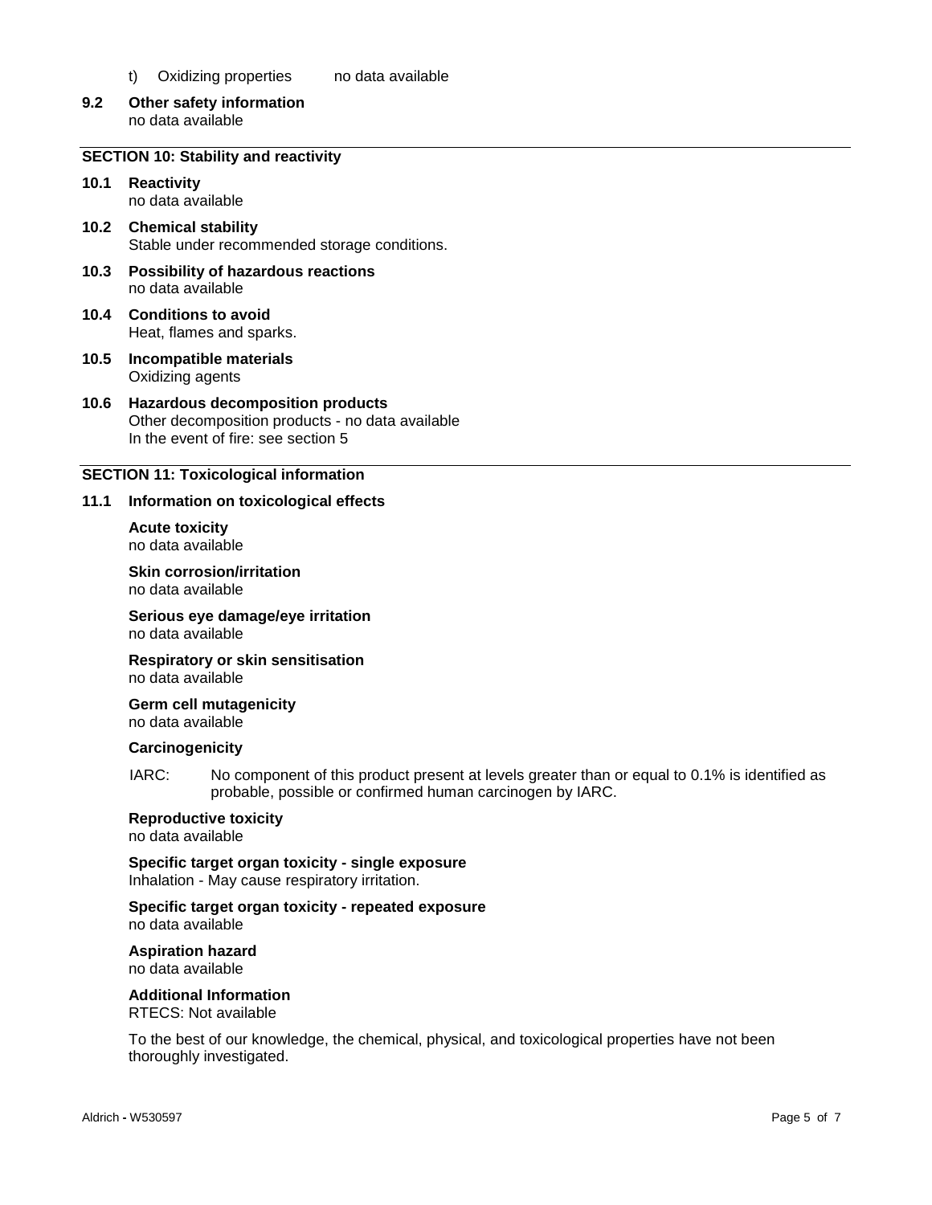t) Oxidizing properties no data available

**9.2 Other safety information**

no data available

## SECTION 10: Stability and reactivity

**10.1 Reactivity**

no data available

**10.2 Chemical stability**

Stable under recommended storage conditions.

**10.3 Possibility of hazardous reactions**

no data available

**10.4 Conditions to avoid**

Heat, flames and sparks.

**10.5 Incompatible materials**

Oxidizing agents

**10.6 Hazardous decomposition products**

Other decomposition products - no data available
In the event of fire: see section 5

## SECTION 11: Toxicological information

**11.1 Information on toxicological effects**

**Acute toxicity**

no data available

**Skin corrosion/irritation**

no data available

**Serious eye damage/eye irritation**

no data available

**Respiratory or skin sensitisation**

no data available

**Germ cell mutagenicity**

no data available

**Carcinogenicity**

IARC: No component of this product present at levels greater than or equal to 0.1% is identified as probable, possible or confirmed human carcinogen by IARC.

**Reproductive toxicity**

no data available

**Specific target organ toxicity - single exposure**

Inhalation - May cause respiratory irritation.

**Specific target organ toxicity - repeated exposure**

no data available

**Aspiration hazard**

no data available

**Additional Information**

RTECS: Not available

To the best of our knowledge, the chemical, physical, and toxicological properties have not been thoroughly investigated.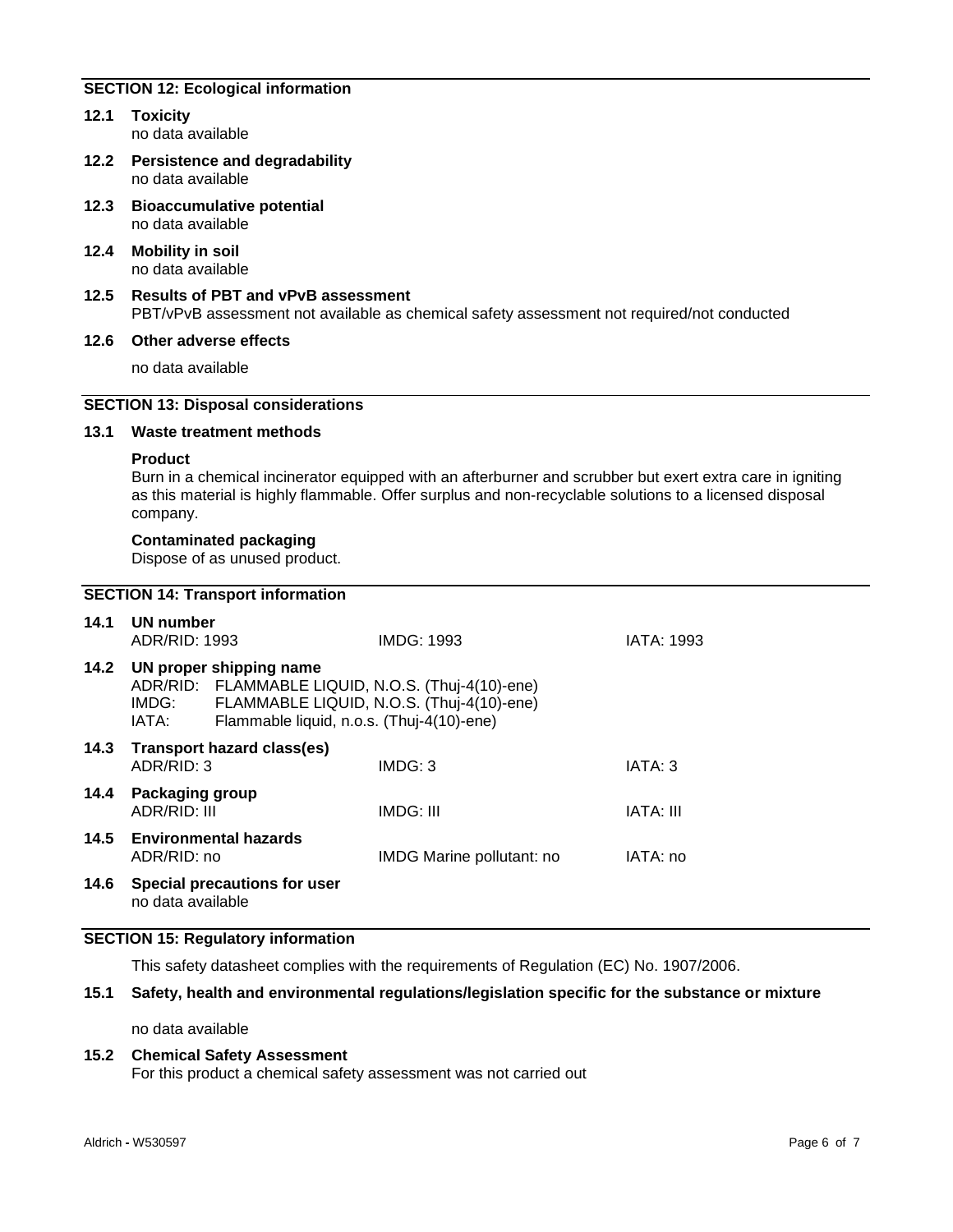## SECTION 12: Ecological information

**12.1 Toxicity**
no data available

**12.2 Persistence and degradability**
no data available

**12.3 Bioaccumulative potential**
no data available

**12.4 Mobility in soil**
no data available

**12.5 Results of PBT and vPvB assessment**
PBT/vPvB assessment not available as chemical safety assessment not required/not conducted

**12.6 Other adverse effects**

no data available

## SECTION 13: Disposal considerations

**13.1 Waste treatment methods**

**Product**
Burn in a chemical incinerator equipped with an afterburner and scrubber but exert extra care in igniting as this material is highly flammable. Offer surplus and non-recyclable solutions to a licensed disposal company.

**Contaminated packaging**
Dispose of as unused product.

## SECTION 14: Transport information

**14.1 UN number**

| ADR/RID: 1993 | IMDG: 1993 | IATA: 1993 |
|---|---|---|

**14.2 UN proper shipping name**

ADR/RID: FLAMMABLE LIQUID, N.O.S. (Thuj-4(10)-ene)
IMDG: FLAMMABLE LIQUID, N.O.S. (Thuj-4(10)-ene)
IATA: Flammable liquid, n.o.s. (Thuj-4(10)-ene)

**14.3 Transport hazard class(es)**

| ADR/RID: 3 | IMDG: 3 | IATA: 3 |
|---|---|---|

**14.4 Packaging group**

| ADR/RID: III | IMDG: III | IATA: III |
|---|---|---|

**14.5 Environmental hazards**

| ADR/RID: no | IMDG Marine pollutant: no | IATA: no |
|---|---|---|

**14.6 Special precautions for user**
no data available

## SECTION 15: Regulatory information

This safety datasheet complies with the requirements of Regulation (EC) No. 1907/2006.

**15.1 Safety, health and environmental regulations/legislation specific for the substance or mixture**

no data available

**15.2 Chemical Safety Assessment**
For this product a chemical safety assessment was not carried out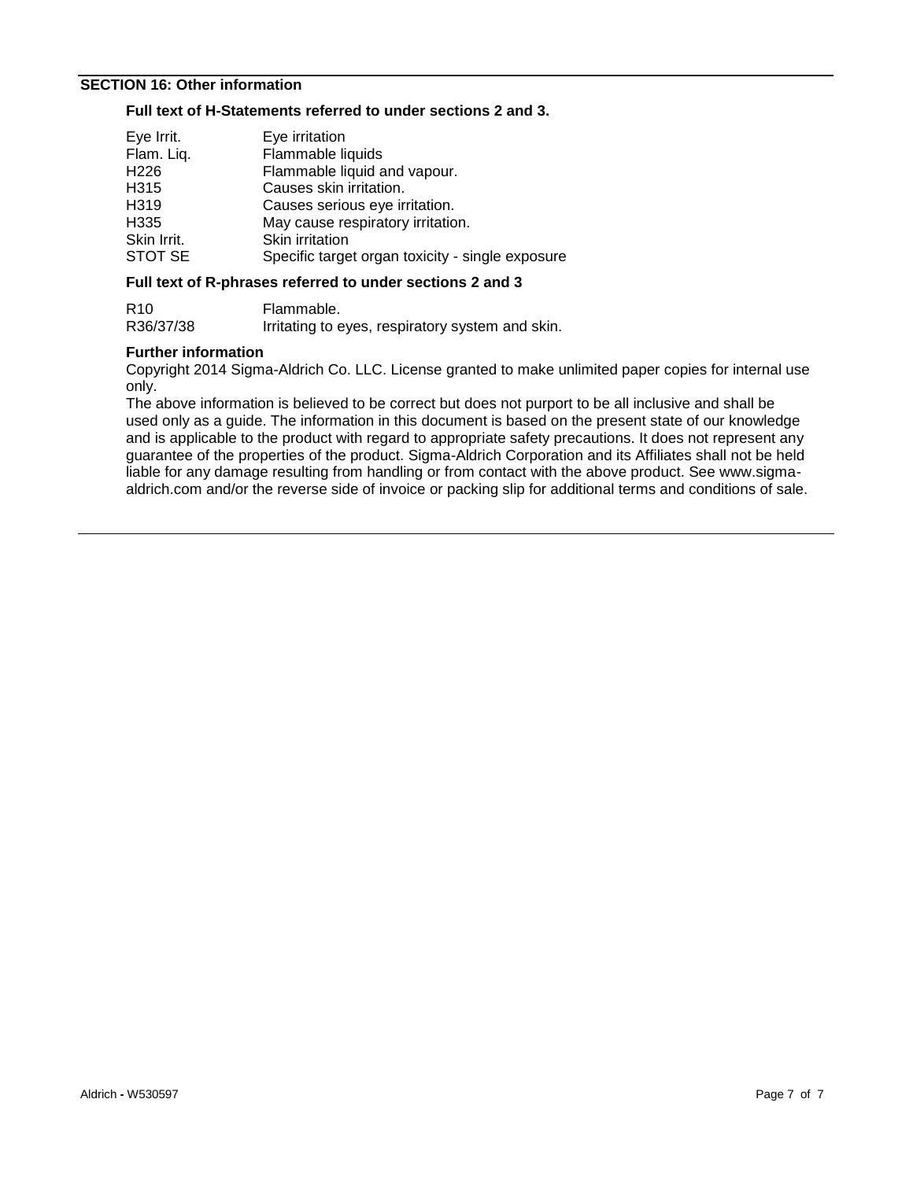## SECTION 16: Other information

### Full text of H-Statements referred to under sections 2 and 3.

| | |
|---|---|
| Eye Irrit. | Eye irritation |
| Flam. Liq. | Flammable liquids |
| H226 | Flammable liquid and vapour. |
| H315 | Causes skin irritation. |
| H319 | Causes serious eye irritation. |
| H335 | May cause respiratory irritation. |
| Skin Irrit. | Skin irritation |
| STOT SE | Specific target organ toxicity - single exposure |

### Full text of R-phrases referred to under sections 2 and 3

| | |
|---|---|
| R10 | Flammable. |
| R36/37/38 | Irritating to eyes, respiratory system and skin. |

### Further information

Copyright 2014 Sigma-Aldrich Co. LLC. License granted to make unlimited paper copies for internal use only.

The above information is believed to be correct but does not purport to be all inclusive and shall be used only as a guide. The information in this document is based on the present state of our knowledge and is applicable to the product with regard to appropriate safety precautions. It does not represent any guarantee of the properties of the product. Sigma-Aldrich Corporation and its Affiliates shall not be held liable for any damage resulting from handling or from contact with the above product. See www.sigma-aldrich.com and/or the reverse side of invoice or packing slip for additional terms and conditions of sale.